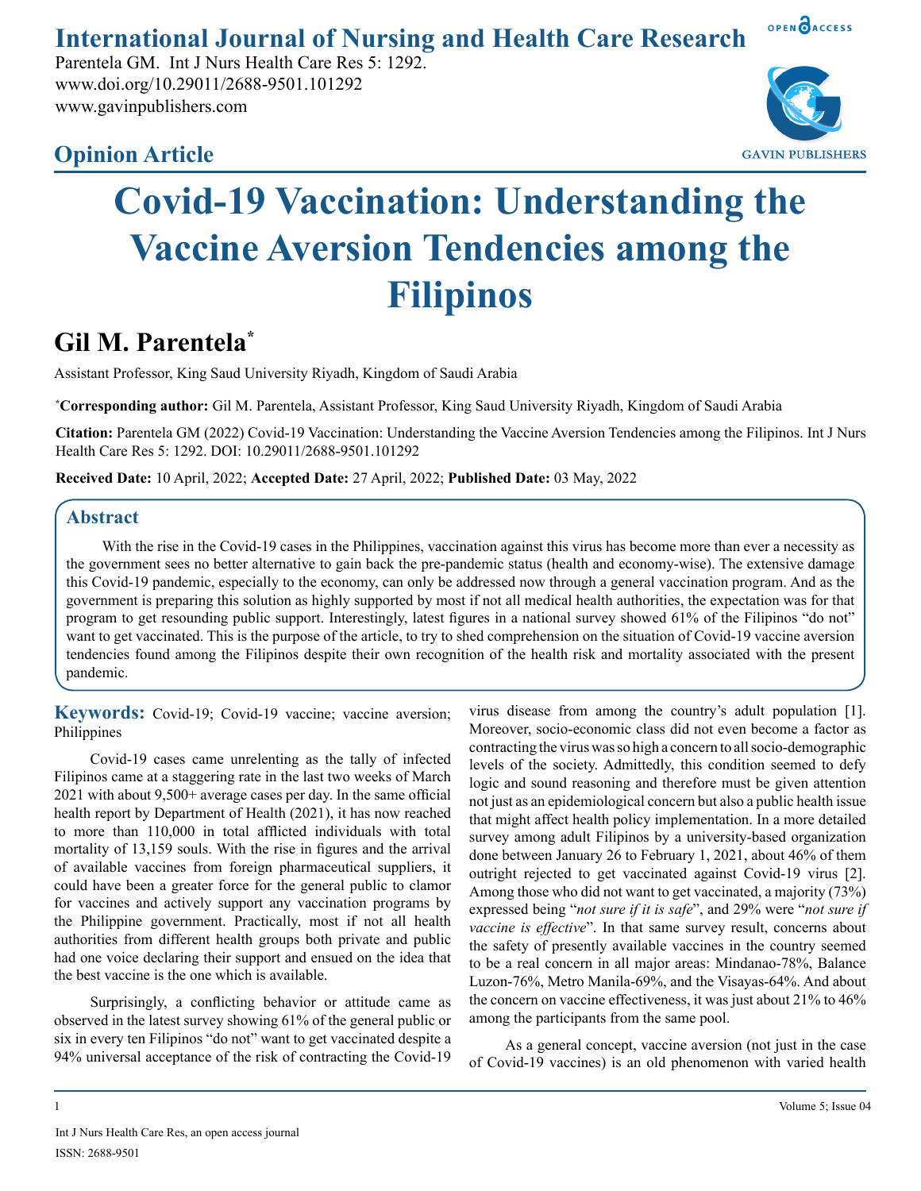# International Journal of Nursing and Health Care Research

Parentela GM. Int J Nurs Health Care Res 5: 1292.
www.doi.org/10.29011/2688-9501.101292
www.gavinpublishers.com

## Opinion Article

# Covid-19 Vaccination: Understanding the Vaccine Aversion Tendencies among the Filipinos

## Gil M. Parentela*

Assistant Professor, King Saud University Riyadh, Kingdom of Saudi Arabia

***Corresponding author:** Gil M. Parentela, Assistant Professor, King Saud University Riyadh, Kingdom of Saudi Arabia

**Citation:** Parentela GM (2022) Covid-19 Vaccination: Understanding the Vaccine Aversion Tendencies among the Filipinos. Int J Nurs Health Care Res 5: 1292. DOI: 10.29011/2688-9501.101292

**Received Date:** 10 April, 2022; **Accepted Date:** 27 April, 2022; **Published Date:** 03 May, 2022

## Abstract

With the rise in the Covid-19 cases in the Philippines, vaccination against this virus has become more than ever a necessity as the government sees no better alternative to gain back the pre-pandemic status (health and economy-wise). The extensive damage this Covid-19 pandemic, especially to the economy, can only be addressed now through a general vaccination program. And as the government is preparing this solution as highly supported by most if not all medical health authorities, the expectation was for that program to get resounding public support. Interestingly, latest figures in a national survey showed 61% of the Filipinos "do not" want to get vaccinated. This is the purpose of the article, to try to shed comprehension on the situation of Covid-19 vaccine aversion tendencies found among the Filipinos despite their own recognition of the health risk and mortality associated with the present pandemic.

**Keywords:** Covid-19; Covid-19 vaccine; vaccine aversion; Philippines

Covid-19 cases came unrelenting as the tally of infected Filipinos came at a staggering rate in the last two weeks of March 2021 with about 9,500+ average cases per day. In the same official health report by Department of Health (2021), it has now reached to more than 110,000 in total afflicted individuals with total mortality of 13,159 souls. With the rise in figures and the arrival of available vaccines from foreign pharmaceutical suppliers, it could have been a greater force for the general public to clamor for vaccines and actively support any vaccination programs by the Philippine government. Practically, most if not all health authorities from different health groups both private and public had one voice declaring their support and ensued on the idea that the best vaccine is the one which is available.

Surprisingly, a conflicting behavior or attitude came as observed in the latest survey showing 61% of the general public or six in every ten Filipinos "do not" want to get vaccinated despite a 94% universal acceptance of the risk of contracting the Covid-19 virus disease from among the country's adult population [1]. Moreover, socio-economic class did not even become a factor as contracting the virus was so high a concern to all socio-demographic levels of the society. Admittedly, this condition seemed to defy logic and sound reasoning and therefore must be given attention not just as an epidemiological concern but also a public health issue that might affect health policy implementation. In a more detailed survey among adult Filipinos by a university-based organization done between January 26 to February 1, 2021, about 46% of them outright rejected to get vaccinated against Covid-19 virus [2]. Among those who did not want to get vaccinated, a majority (73%) expressed being "*not sure if it is safe*", and 29% were "*not sure if vaccine is effective*". In that same survey result, concerns about the safety of presently available vaccines in the country seemed to be a real concern in all major areas: Mindanao-78%, Balance Luzon-76%, Metro Manila-69%, and the Visayas-64%. And about the concern on vaccine effectiveness, it was just about 21% to 46% among the participants from the same pool.

As a general concept, vaccine aversion (not just in the case of Covid-19 vaccines) is an old phenomenon with varied health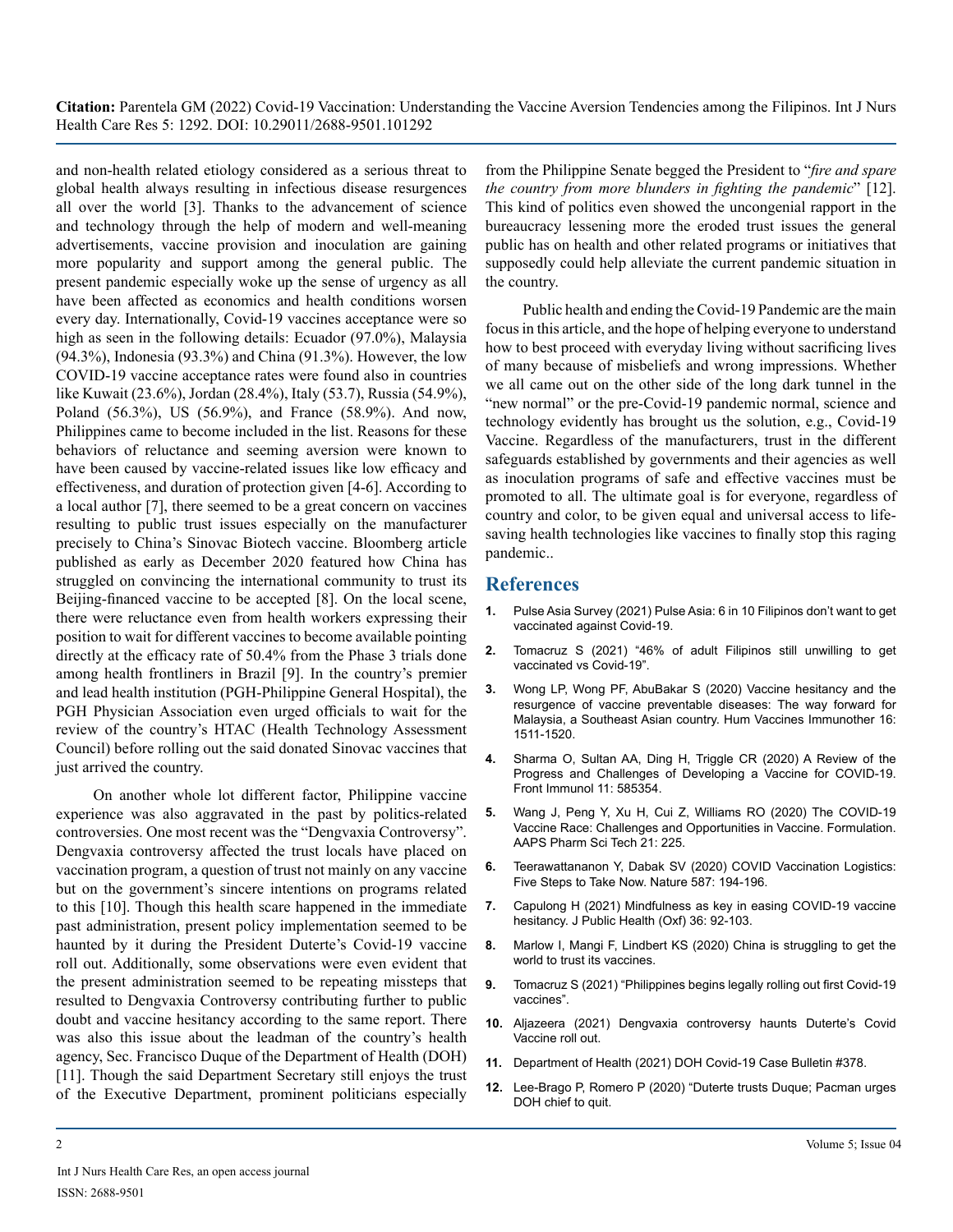and non-health related etiology considered as a serious threat to global health always resulting in infectious disease resurgences all over the world [3]. Thanks to the advancement of science and technology through the help of modern and well-meaning advertisements, vaccine provision and inoculation are gaining more popularity and support among the general public. The present pandemic especially woke up the sense of urgency as all have been affected as economics and health conditions worsen every day. Internationally, Covid-19 vaccines acceptance were so high as seen in the following details: Ecuador (97.0%), Malaysia (94.3%), Indonesia (93.3%) and China (91.3%). However, the low COVID-19 vaccine acceptance rates were found also in countries like Kuwait (23.6%), Jordan (28.4%), Italy (53.7), Russia (54.9%), Poland (56.3%), US (56.9%), and France (58.9%). And now, Philippines came to become included in the list. Reasons for these behaviors of reluctance and seeming aversion were known to have been caused by vaccine-related issues like low efficacy and effectiveness, and duration of protection given [4-6]. According to a local author [7], there seemed to be a great concern on vaccines resulting to public trust issues especially on the manufacturer precisely to China's Sinovac Biotech vaccine. Bloomberg article published as early as December 2020 featured how China has struggled on convincing the international community to trust its Beijing-financed vaccine to be accepted [8]. On the local scene, there were reluctance even from health workers expressing their position to wait for different vaccines to become available pointing directly at the efficacy rate of 50.4% from the Phase 3 trials done among health frontliners in Brazil [9]. In the country's premier and lead health institution (PGH-Philippine General Hospital), the PGH Physician Association even urged officials to wait for the review of the country's HTAC (Health Technology Assessment Council) before rolling out the said donated Sinovac vaccines that just arrived the country.

On another whole lot different factor, Philippine vaccine experience was also aggravated in the past by politics-related controversies. One most recent was the "Dengvaxia Controversy". Dengvaxia controversy affected the trust locals have placed on vaccination program, a question of trust not mainly on any vaccine but on the government's sincere intentions on programs related to this [10]. Though this health scare happened in the immediate past administration, present policy implementation seemed to be haunted by it during the President Duterte's Covid-19 vaccine roll out. Additionally, some observations were even evident that the present administration seemed to be repeating missteps that resulted to Dengvaxia Controversy contributing further to public doubt and vaccine hesitancy according to the same report. There was also this issue about the leadman of the country's health agency, Sec. Francisco Duque of the Department of Health (DOH) [11]. Though the said Department Secretary still enjoys the trust of the Executive Department, prominent politicians especially from the Philippine Senate begged the President to "*fire and spare the country from more blunders in fighting the pandemic*" [12]. This kind of politics even showed the uncongenial rapport in the bureaucracy lessening more the eroded trust issues the general public has on health and other related programs or initiatives that supposedly could help alleviate the current pandemic situation in the country.

Public health and ending the Covid-19 Pandemic are the main focus in this article, and the hope of helping everyone to understand how to best proceed with everyday living without sacrificing lives of many because of misbeliefs and wrong impressions. Whether we all came out on the other side of the long dark tunnel in the "new normal" or the pre-Covid-19 pandemic normal, science and technology evidently has brought us the solution, e.g., Covid-19 Vaccine. Regardless of the manufacturers, trust in the different safeguards established by governments and their agencies as well as inoculation programs of safe and effective vaccines must be promoted to all. The ultimate goal is for everyone, regardless of country and color, to be given equal and universal access to life-saving health technologies like vaccines to finally stop this raging pandemic..

## References

1. Pulse Asia Survey (2021) Pulse Asia: 6 in 10 Filipinos don't want to get vaccinated against Covid-19.
2. Tomacruz S (2021) "46% of adult Filipinos still unwilling to get vaccinated vs Covid-19".
3. Wong LP, Wong PF, AbuBakar S (2020) Vaccine hesitancy and the resurgence of vaccine preventable diseases: The way forward for Malaysia, a Southeast Asian country. Hum Vaccines Immunother 16: 1511-1520.
4. Sharma O, Sultan AA, Ding H, Triggle CR (2020) A Review of the Progress and Challenges of Developing a Vaccine for COVID-19. Front Immunol 11: 585354.
5. Wang J, Peng Y, Xu H, Cui Z, Williams RO (2020) The COVID-19 Vaccine Race: Challenges and Opportunities in Vaccine. Formulation. AAPS Pharm Sci Tech 21: 225.
6. Teerawattananon Y, Dabak SV (2020) COVID Vaccination Logistics: Five Steps to Take Now. Nature 587: 194-196.
7. Capulong H (2021) Mindfulness as key in easing COVID-19 vaccine hesitancy. J Public Health (Oxf) 36: 92-103.
8. Marlow I, Mangi F, Lindbert KS (2020) China is struggling to get the world to trust its vaccines.
9. Tomacruz S (2021) "Philippines begins legally rolling out first Covid-19 vaccines".
10. Aljazeera (2021) Dengvaxia controversy haunts Duterte's Covid Vaccine roll out.
11. Department of Health (2021) DOH Covid-19 Case Bulletin #378.
12. Lee-Brago P, Romero P (2020) "Duterte trusts Duque; Pacman urges DOH chief to quit.